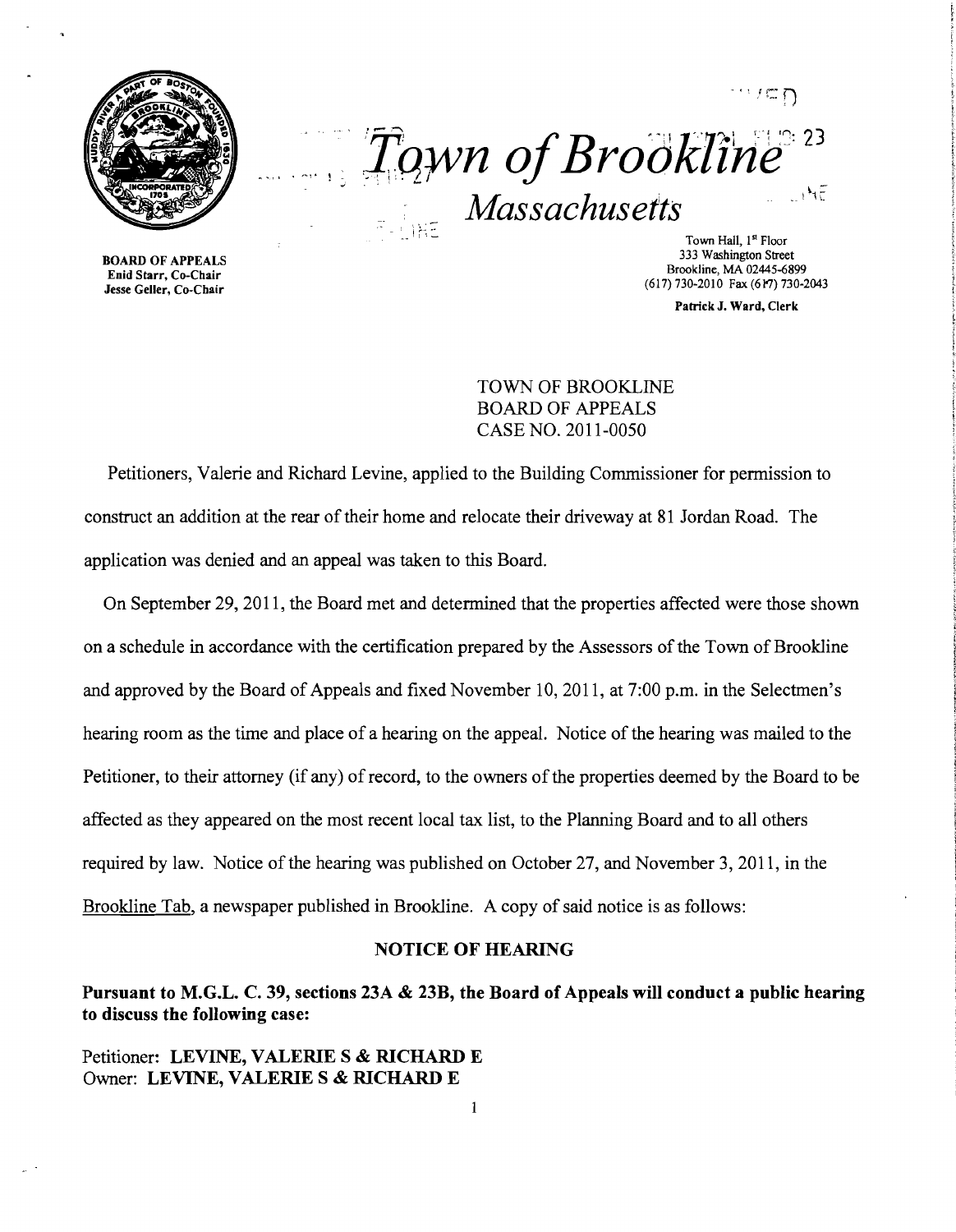# Town of Brookline

*Massachusetts*

**BOARD OF APPEALS**
**Enid Starr, Co-Chair**
**Jesse Geller, Co-Chair**

Town Hall, 1st Floor
333 Washington Street
Brookline, MA 02445-6899
(617) 730-2010 Fax (617) 730-2043

**Patrick J. Ward, Clerk**

TOWN OF BROOKLINE
BOARD OF APPEALS
CASE NO. 2011-0050

Petitioners, Valerie and Richard Levine, applied to the Building Commissioner for permission to construct an addition at the rear of their home and relocate their driveway at 81 Jordan Road. The application was denied and an appeal was taken to this Board.

On September 29, 2011, the Board met and determined that the properties affected were those shown on a schedule in accordance with the certification prepared by the Assessors of the Town of Brookline and approved by the Board of Appeals and fixed November 10, 2011, at 7:00 p.m. in the Selectmen's hearing room as the time and place of a hearing on the appeal. Notice of the hearing was mailed to the Petitioner, to their attorney (if any) of record, to the owners of the properties deemed by the Board to be affected as they appeared on the most recent local tax list, to the Planning Board and to all others required by law. Notice of the hearing was published on October 27, and November 3, 2011, in the Brookline Tab, a newspaper published in Brookline. A copy of said notice is as follows:

## NOTICE OF HEARING

**Pursuant to M.G.L. C. 39, sections 23A & 23B, the Board of Appeals will conduct a public hearing to discuss the following case:**

Petitioner: **LEVINE, VALERIE S & RICHARD E**
Owner: **LEVINE, VALERIE S & RICHARD E**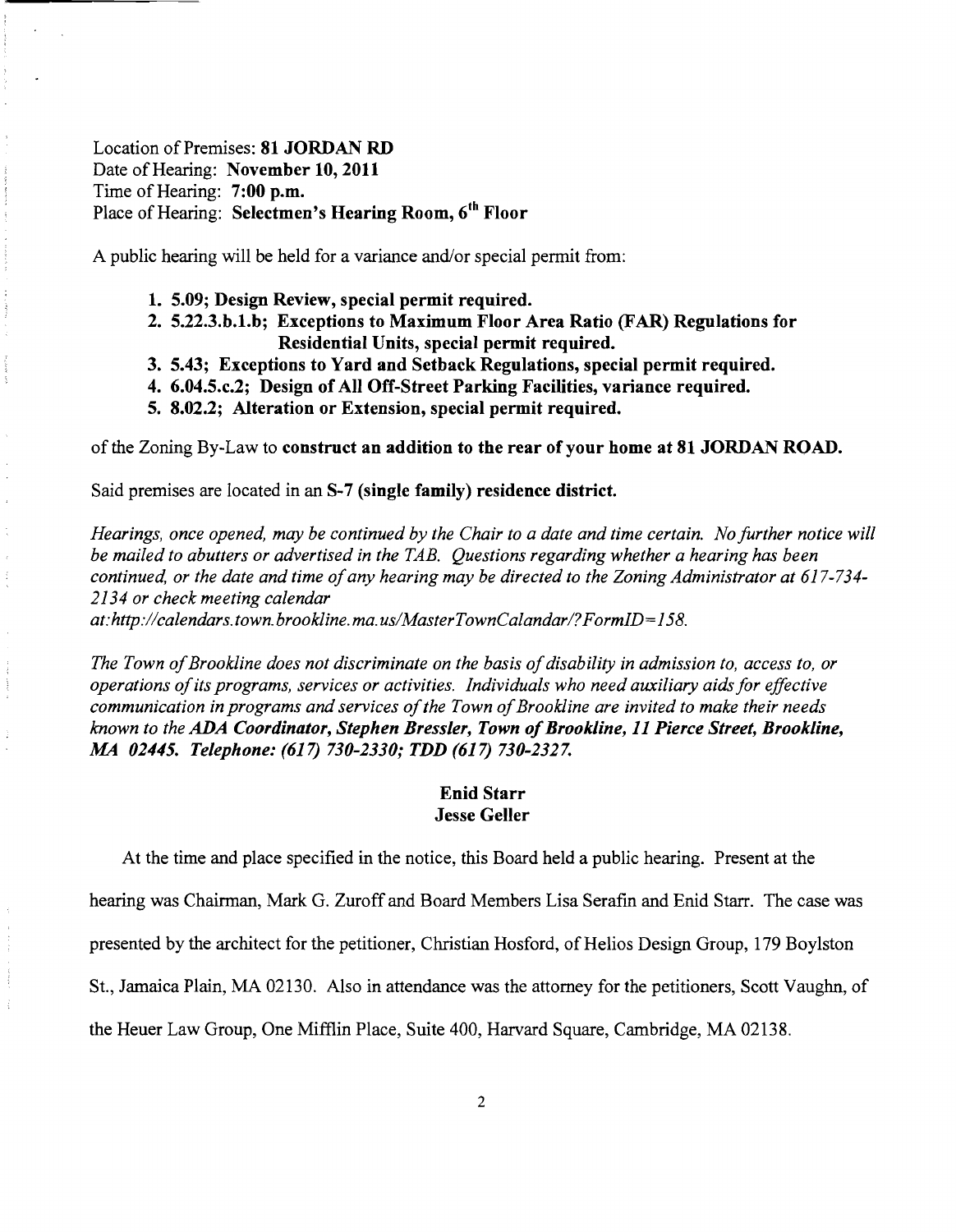Location of Premises: **81 JORDAN RD**
Date of Hearing: **November 10, 2011**
Time of Hearing: **7:00 p.m.**
Place of Hearing: **Selectmen's Hearing Room, 6th Floor**

A public hearing will be held for a variance and/or special permit from:

1. **5.09; Design Review, special permit required.**
2. **5.22.3.b.1.b; Exceptions to Maximum Floor Area Ratio (FAR) Regulations for Residential Units, special permit required.**
3. **5.43; Exceptions to Yard and Setback Regulations, special permit required.**
4. **6.04.5.c.2; Design of All Off-Street Parking Facilities, variance required.**
5. **8.02.2; Alteration or Extension, special permit required.**

of the Zoning By-Law to **construct an addition to the rear of your home at 81 JORDAN ROAD.**

Said premises are located in an **S-7 (single family) residence district.**

*Hearings, once opened, may be continued by the Chair to a date and time certain. No further notice will be mailed to abutters or advertised in the TAB. Questions regarding whether a hearing has been continued, or the date and time of any hearing may be directed to the Zoning Administrator at 617-734-2134 or check meeting calendar at:http://calendars.town.brookline.ma.us/MasterTownCalandar/?FormID=158.*

*The Town of Brookline does not discriminate on the basis of disability in admission to, access to, or operations of its programs, services or activities. Individuals who need auxiliary aids for effective communication in programs and services of the Town of Brookline are invited to make their needs known to the* ***ADA Coordinator, Stephen Bressler, Town of Brookline, 11 Pierce Street, Brookline, MA 02445. Telephone: (617) 730-2330; TDD (617) 730-2327.***

**Enid Starr**
**Jesse Geller**

At the time and place specified in the notice, this Board held a public hearing. Present at the hearing was Chairman, Mark G. Zuroff and Board Members Lisa Serafin and Enid Starr. The case was presented by the architect for the petitioner, Christian Hosford, of Helios Design Group, 179 Boylston St., Jamaica Plain, MA 02130. Also in attendance was the attorney for the petitioners, Scott Vaughn, of the Heuer Law Group, One Mifflin Place, Suite 400, Harvard Square, Cambridge, MA 02138.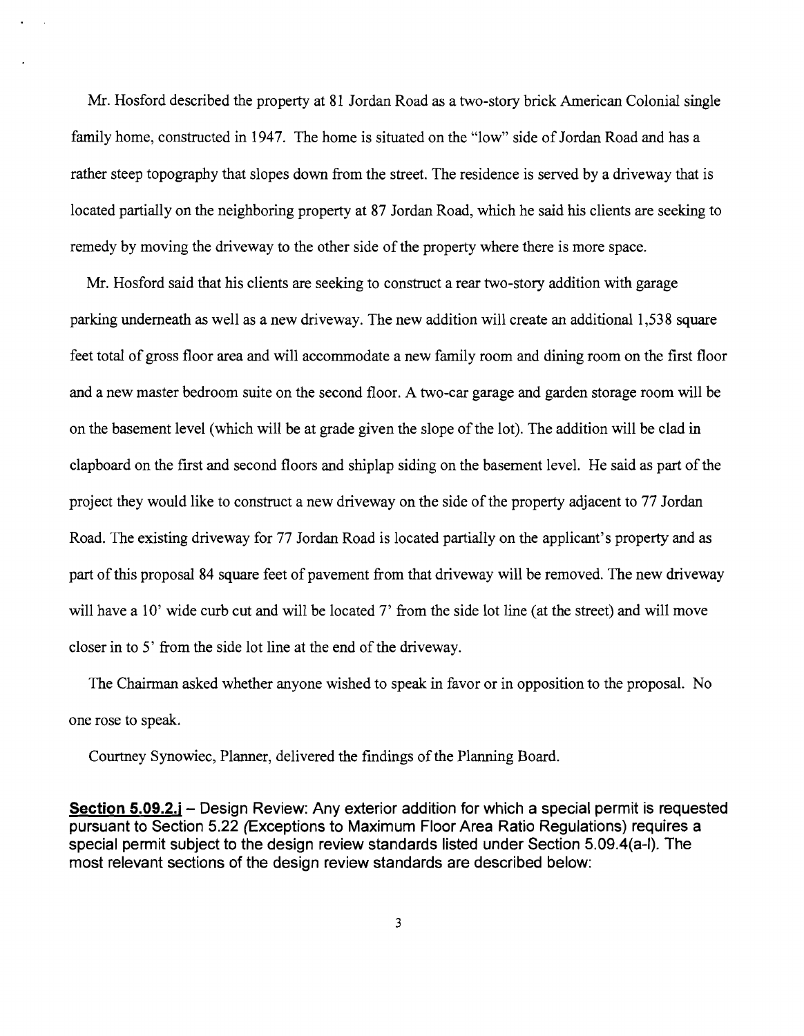Mr. Hosford described the property at 81 Jordan Road as a two-story brick American Colonial single family home, constructed in 1947. The home is situated on the "low" side of Jordan Road and has a rather steep topography that slopes down from the street. The residence is served by a driveway that is located partially on the neighboring property at 87 Jordan Road, which he said his clients are seeking to remedy by moving the driveway to the other side of the property where there is more space.

Mr. Hosford said that his clients are seeking to construct a rear two-story addition with garage parking underneath as well as a new driveway. The new addition will create an additional 1,538 square feet total of gross floor area and will accommodate a new family room and dining room on the first floor and a new master bedroom suite on the second floor. A two-car garage and garden storage room will be on the basement level (which will be at grade given the slope of the lot). The addition will be clad in clapboard on the first and second floors and shiplap siding on the basement level. He said as part of the project they would like to construct a new driveway on the side of the property adjacent to 77 Jordan Road. The existing driveway for 77 Jordan Road is located partially on the applicant's property and as part of this proposal 84 square feet of pavement from that driveway will be removed. The new driveway will have a 10' wide curb cut and will be located 7' from the side lot line (at the street) and will move closer in to 5' from the side lot line at the end of the driveway.

The Chairman asked whether anyone wished to speak in favor or in opposition to the proposal. No one rose to speak.

Courtney Synowiec, Planner, delivered the findings of the Planning Board.

**Section 5.09.2.j** – Design Review: Any exterior addition for which a special permit is requested pursuant to Section 5.22 (Exceptions to Maximum Floor Area Ratio Regulations) requires a special permit subject to the design review standards listed under Section 5.09.4(a-l). The most relevant sections of the design review standards are described below: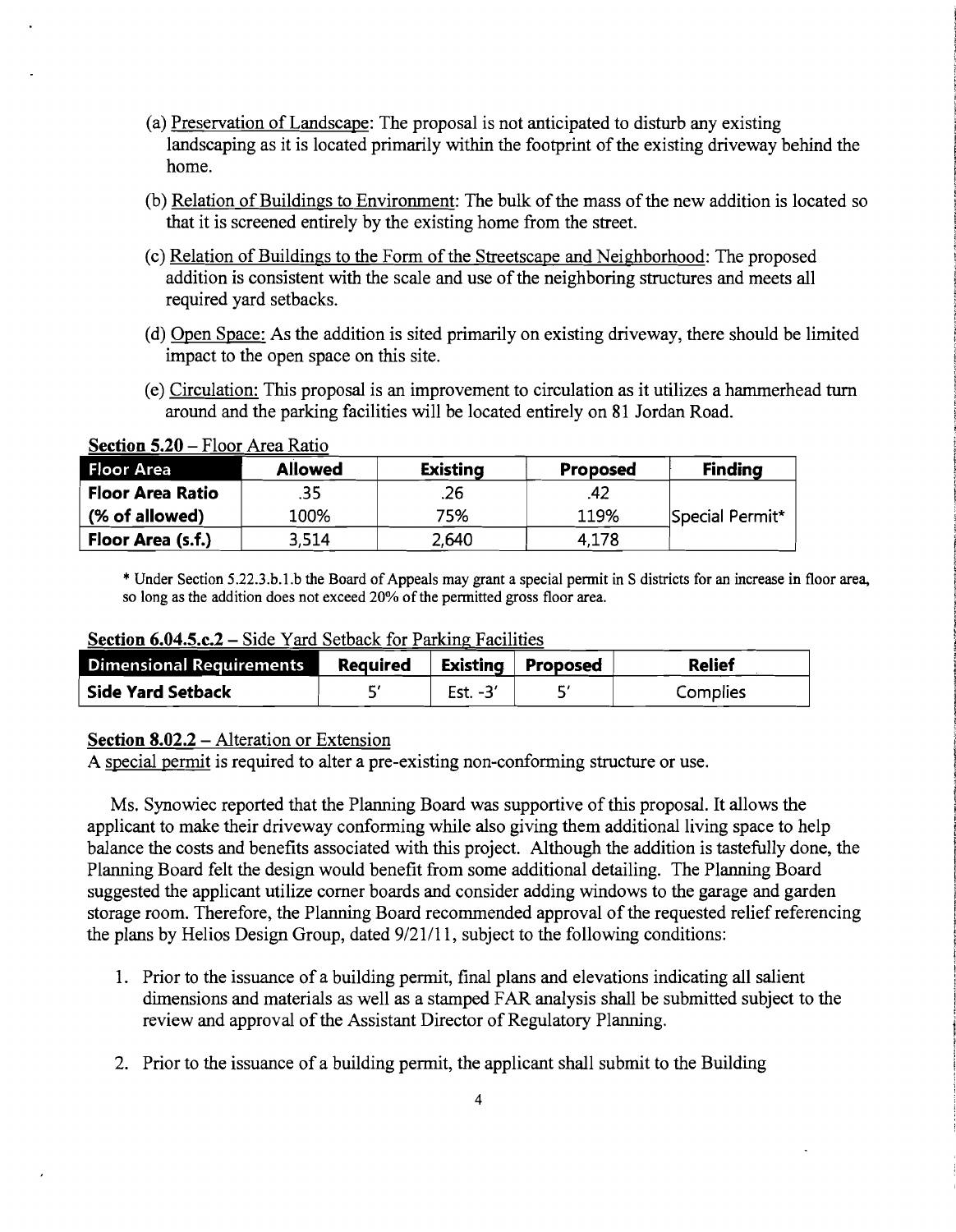(a) Preservation of Landscape: The proposal is not anticipated to disturb any existing landscaping as it is located primarily within the footprint of the existing driveway behind the home.

(b) Relation of Buildings to Environment: The bulk of the mass of the new addition is located so that it is screened entirely by the existing home from the street.

(c) Relation of Buildings to the Form of the Streetscape and Neighborhood: The proposed addition is consistent with the scale and use of the neighboring structures and meets all required yard setbacks.

(d) Open Space: As the addition is sited primarily on existing driveway, there should be limited impact to the open space on this site.

(e) Circulation: This proposal is an improvement to circulation as it utilizes a hammerhead turn around and the parking facilities will be located entirely on 81 Jordan Road.

**Section 5.20** – Floor Area Ratio

| Floor Area | Allowed | Existing | Proposed | Finding |
|---|---|---|---|---|
| Floor Area Ratio | .35 | .26 | .42 | |
| (% of allowed) | 100% | 75% | 119% | Special Permit* |
| Floor Area (s.f.) | 3,514 | 2,640 | 4,178 | |

* Under Section 5.22.3.b.1.b the Board of Appeals may grant a special permit in S districts for an increase in floor area, so long as the addition does not exceed 20% of the permitted gross floor area.

**Section 6.04.5.c.2** – Side Yard Setback for Parking Facilities

| Dimensional Requirements | Required | Existing | Proposed | Relief |
|---|---|---|---|---|
| Side Yard Setback | 5' | Est. -3' | 5' | Complies |

**Section 8.02.2** – Alteration or Extension

A special permit is required to alter a pre-existing non-conforming structure or use.

Ms. Synowiec reported that the Planning Board was supportive of this proposal. It allows the applicant to make their driveway conforming while also giving them additional living space to help balance the costs and benefits associated with this project. Although the addition is tastefully done, the Planning Board felt the design would benefit from some additional detailing. The Planning Board suggested the applicant utilize corner boards and consider adding windows to the garage and garden storage room. Therefore, the Planning Board recommended approval of the requested relief referencing the plans by Helios Design Group, dated 9/21/11, subject to the following conditions:

1. Prior to the issuance of a building permit, final plans and elevations indicating all salient dimensions and materials as well as a stamped FAR analysis shall be submitted subject to the review and approval of the Assistant Director of Regulatory Planning.

2. Prior to the issuance of a building permit, the applicant shall submit to the Building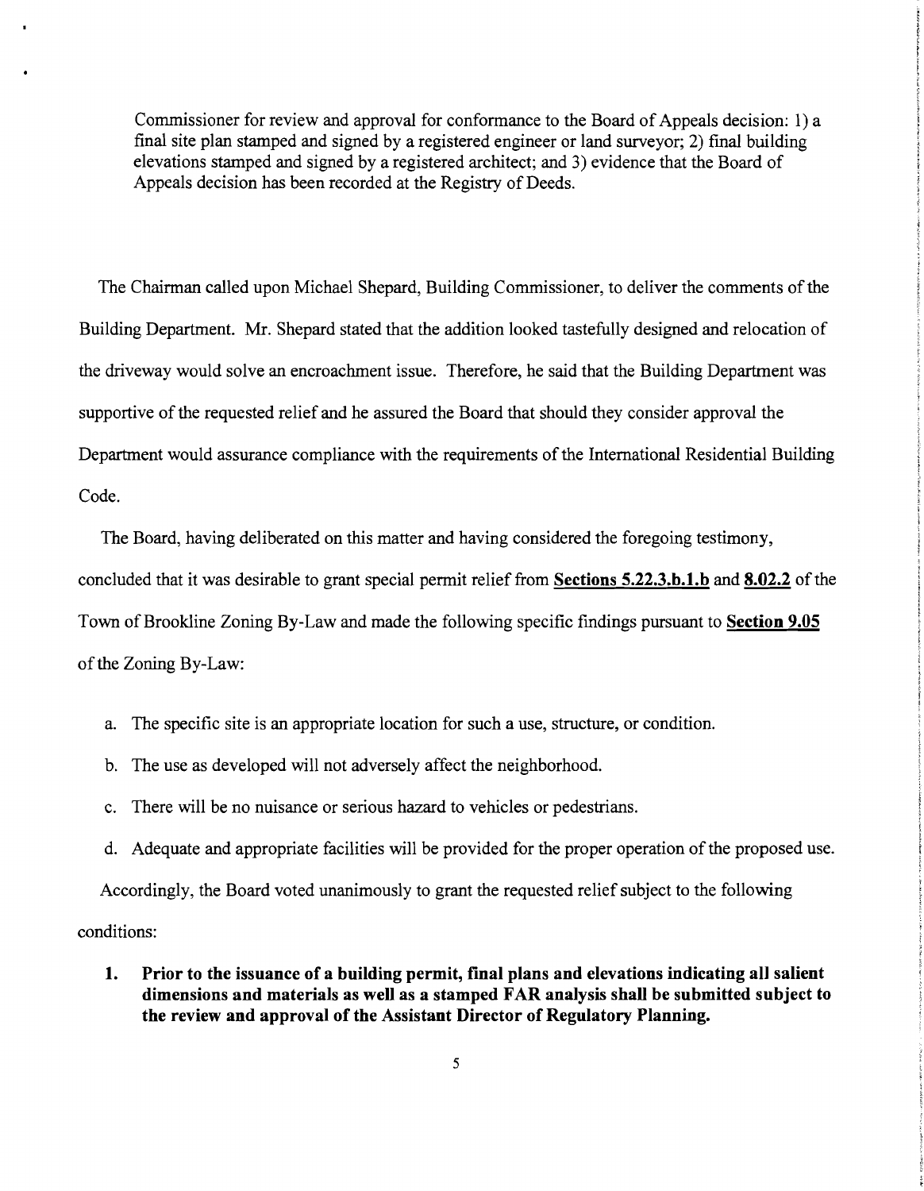Commissioner for review and approval for conformance to the Board of Appeals decision: 1) a final site plan stamped and signed by a registered engineer or land surveyor; 2) final building elevations stamped and signed by a registered architect; and 3) evidence that the Board of Appeals decision has been recorded at the Registry of Deeds.

The Chairman called upon Michael Shepard, Building Commissioner, to deliver the comments of the Building Department. Mr. Shepard stated that the addition looked tastefully designed and relocation of the driveway would solve an encroachment issue. Therefore, he said that the Building Department was supportive of the requested relief and he assured the Board that should they consider approval the Department would assurance compliance with the requirements of the International Residential Building Code.

The Board, having deliberated on this matter and having considered the foregoing testimony, concluded that it was desirable to grant special permit relief from **Sections 5.22.3.b.1.b** and **8.02.2** of the Town of Brookline Zoning By-Law and made the following specific findings pursuant to **Section 9.05** of the Zoning By-Law:

a. The specific site is an appropriate location for such a use, structure, or condition.

b. The use as developed will not adversely affect the neighborhood.

c. There will be no nuisance or serious hazard to vehicles or pedestrians.

d. Adequate and appropriate facilities will be provided for the proper operation of the proposed use.

Accordingly, the Board voted unanimously to grant the requested relief subject to the following conditions:

1. **Prior to the issuance of a building permit, final plans and elevations indicating all salient dimensions and materials as well as a stamped FAR analysis shall be submitted subject to the review and approval of the Assistant Director of Regulatory Planning.**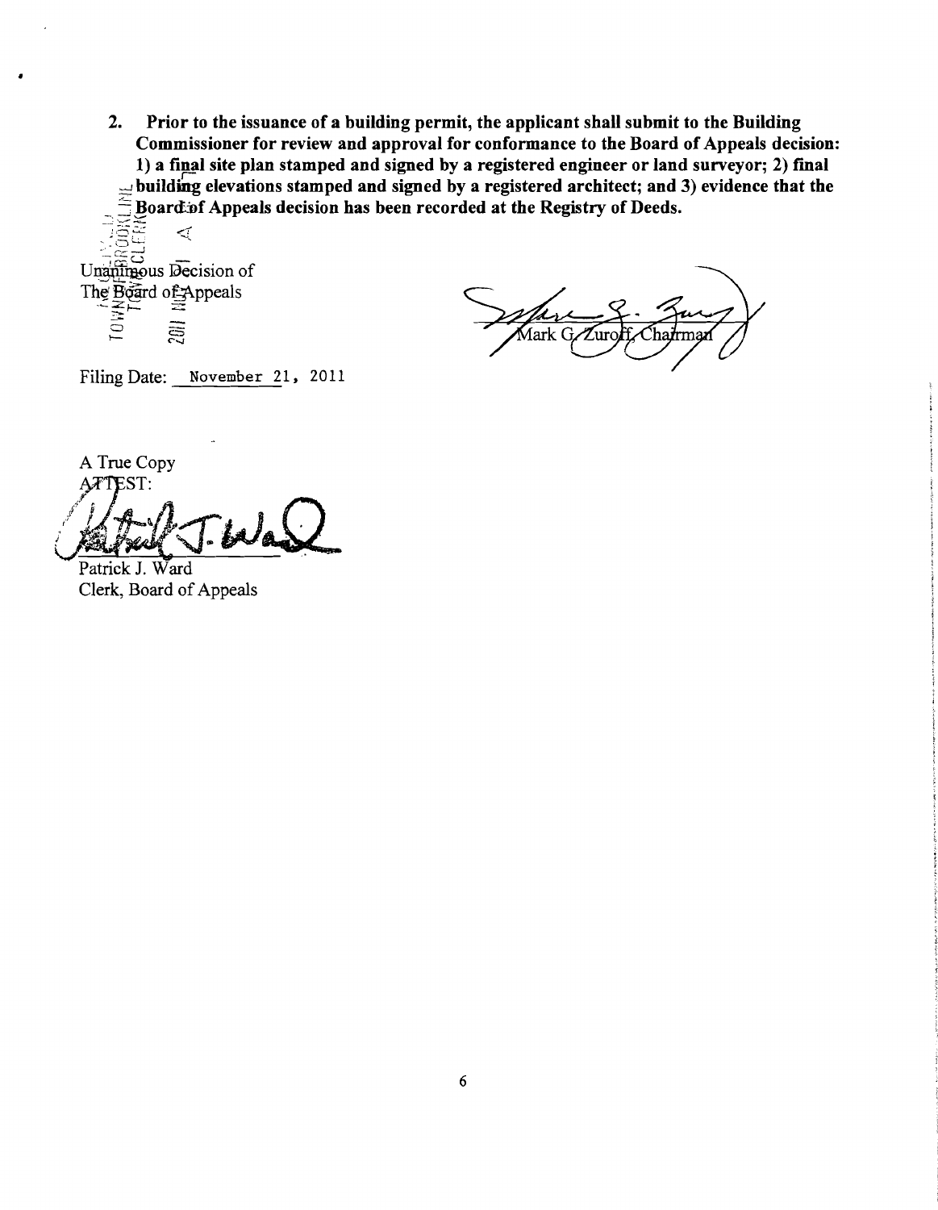2. **Prior to the issuance of a building permit, the applicant shall submit to the Building Commissioner for review and approval for conformance to the Board of Appeals decision: 1) a final site plan stamped and signed by a registered engineer or land surveyor; 2) final building elevations stamped and signed by a registered architect; and 3) evidence that the Board of Appeals decision has been recorded at the Registry of Deeds.**

Unanimous Decision of
The Board of Appeals

Mark G. Zuroff, Chairman

Filing Date: November 21, 2011

A True Copy
ATTEST:

Patrick J. Ward
Clerk, Board of Appeals